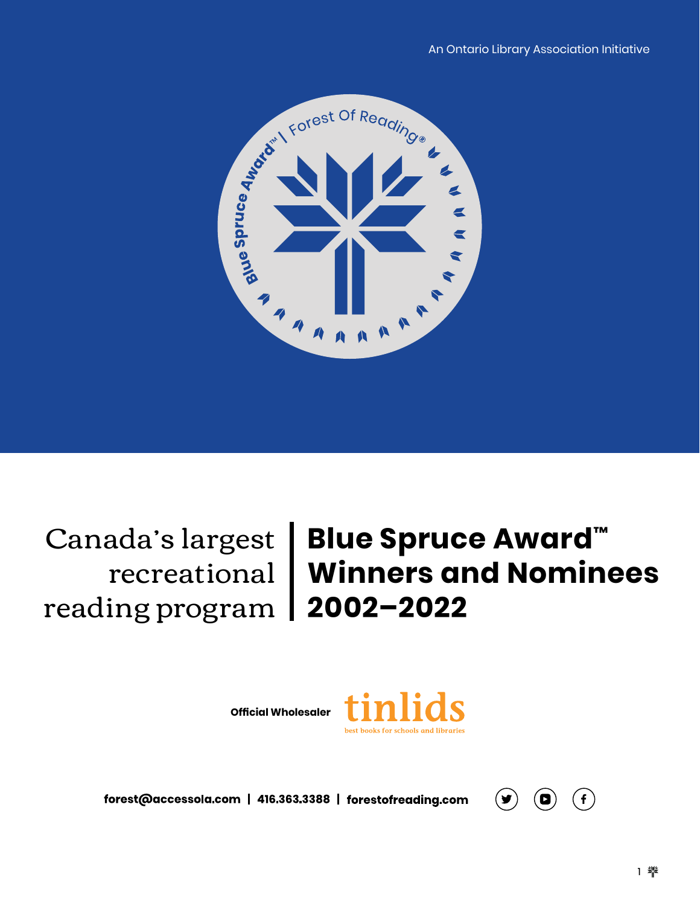An Ontario Library Association Initiative

Canada's largest recreational reading program

# Blue Spruce Award™ Winners and Nominees 2002–2022

**Official Wholesaler** tinlids best books for schools and libraries

**forest@accessola.com | 416.363.3388 | forestofreading.com**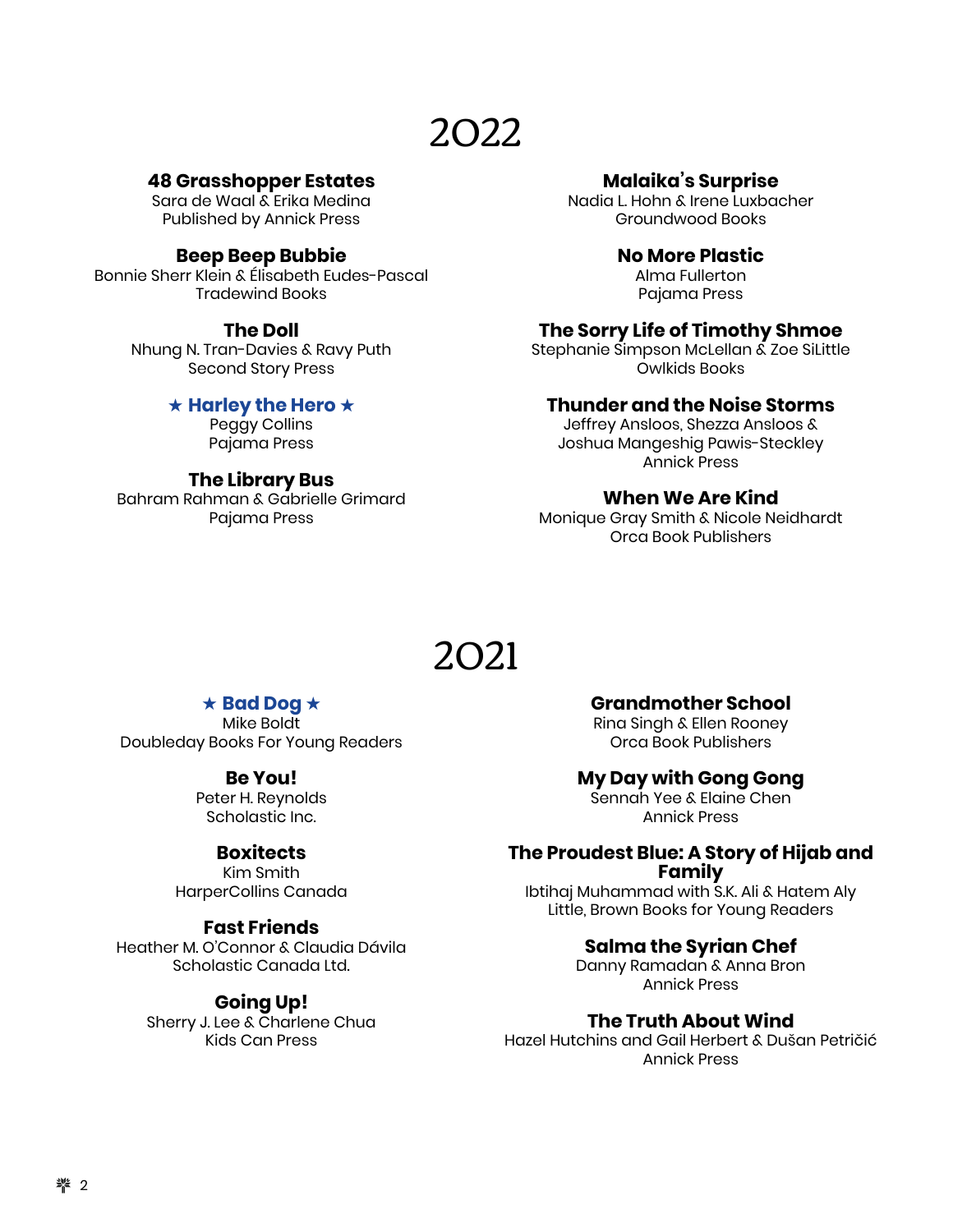# 2022

**48 Grasshopper Estates**
Sara de Waal & Erika Medina
Published by Annick Press

**Beep Beep Bubbie**
Bonnie Sherr Klein & Élisabeth Eudes-Pascal
Tradewind Books

**The Doll**
Nhung N. Tran-Davies & Ravy Puth
Second Story Press

**★ Harley the Hero ★**
Peggy Collins
Pajama Press

**The Library Bus**
Bahram Rahman & Gabrielle Grimard
Pajama Press

**Malaika's Surprise**
Nadia L. Hohn & Irene Luxbacher
Groundwood Books

**No More Plastic**
Alma Fullerton
Pajama Press

**The Sorry Life of Timothy Shmoe**
Stephanie Simpson McLellan & Zoe SiLittle
Owlkids Books

**Thunder and the Noise Storms**
Jeffrey Ansloos, Shezza Ansloos & Joshua Mangeshig Pawis-Steckley
Annick Press

**When We Are Kind**
Monique Gray Smith & Nicole Neidhardt
Orca Book Publishers

# 2021

**★ Bad Dog ★**
Mike Boldt
Doubleday Books For Young Readers

**Be You!**
Peter H. Reynolds
Scholastic Inc.

**Boxitects**
Kim Smith
HarperCollins Canada

**Fast Friends**
Heather M. O'Connor & Claudia Dávila
Scholastic Canada Ltd.

**Going Up!**
Sherry J. Lee & Charlene Chua
Kids Can Press

**Grandmother School**
Rina Singh & Ellen Rooney
Orca Book Publishers

**My Day with Gong Gong**
Sennah Yee & Elaine Chen
Annick Press

**The Proudest Blue: A Story of Hijab and Family**
Ibtihaj Muhammad with S.K. Ali & Hatem Aly
Little, Brown Books for Young Readers

**Salma the Syrian Chef**
Danny Ramadan & Anna Bron
Annick Press

**The Truth About Wind**
Hazel Hutchins and Gail Herbert & Dušan Petričić
Annick Press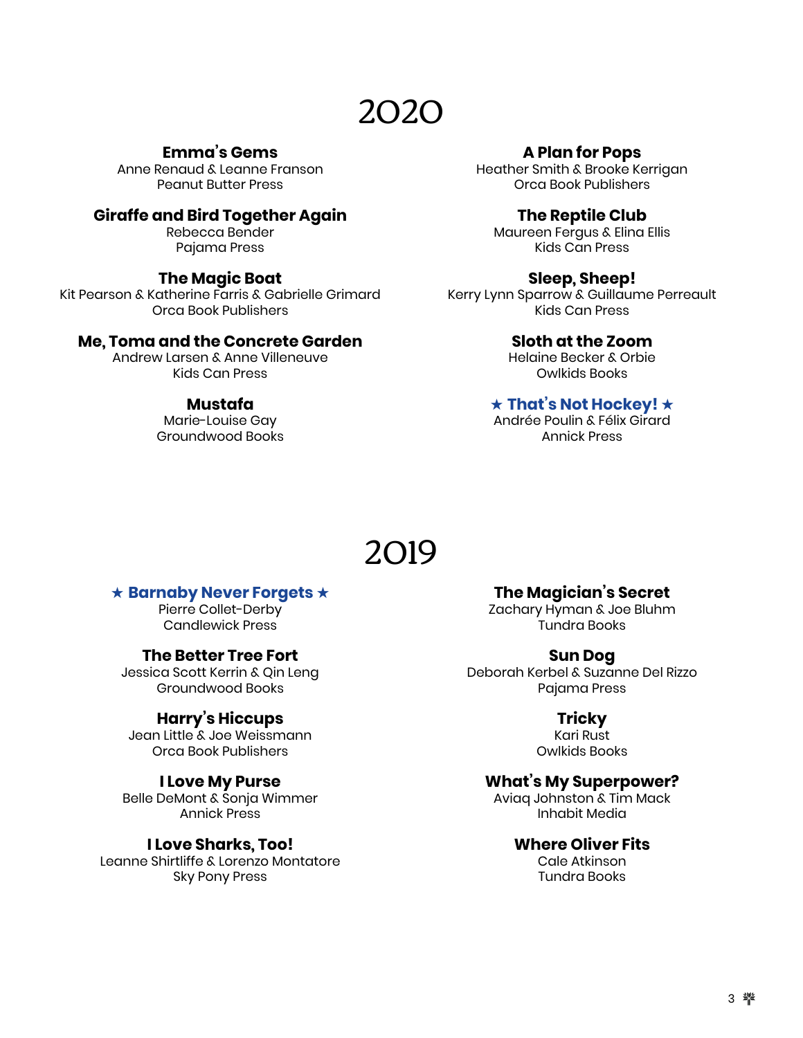# 2020

**Emma's Gems**
Anne Renaud & Leanne Franson
Peanut Butter Press

**Giraffe and Bird Together Again**
Rebecca Bender
Pajama Press

**The Magic Boat**
Kit Pearson & Katherine Farris & Gabrielle Grimard
Orca Book Publishers

**Me, Toma and the Concrete Garden**
Andrew Larsen & Anne Villeneuve
Kids Can Press

**Mustafa**
Marie-Louise Gay
Groundwood Books

**A Plan for Pops**
Heather Smith & Brooke Kerrigan
Orca Book Publishers

**The Reptile Club**
Maureen Fergus & Elina Ellis
Kids Can Press

**Sleep, Sheep!**
Kerry Lynn Sparrow & Guillaume Perreault
Kids Can Press

**Sloth at the Zoom**
Helaine Becker & Orbie
Owlkids Books

**★ That's Not Hockey! ★**
Andrée Poulin & Félix Girard
Annick Press

# 2019

**★ Barnaby Never Forgets ★**
Pierre Collet-Derby
Candlewick Press

**The Better Tree Fort**
Jessica Scott Kerrin & Qin Leng
Groundwood Books

**Harry's Hiccups**
Jean Little & Joe Weissmann
Orca Book Publishers

**I Love My Purse**
Belle DeMont & Sonja Wimmer
Annick Press

**I Love Sharks, Too!**
Leanne Shirtliffe & Lorenzo Montatore
Sky Pony Press

**The Magician's Secret**
Zachary Hyman & Joe Bluhm
Tundra Books

**Sun Dog**
Deborah Kerbel & Suzanne Del Rizzo
Pajama Press

**Tricky**
Kari Rust
Owlkids Books

**What's My Superpower?**
Aviaq Johnston & Tim Mack
Inhabit Media

**Where Oliver Fits**
Cale Atkinson
Tundra Books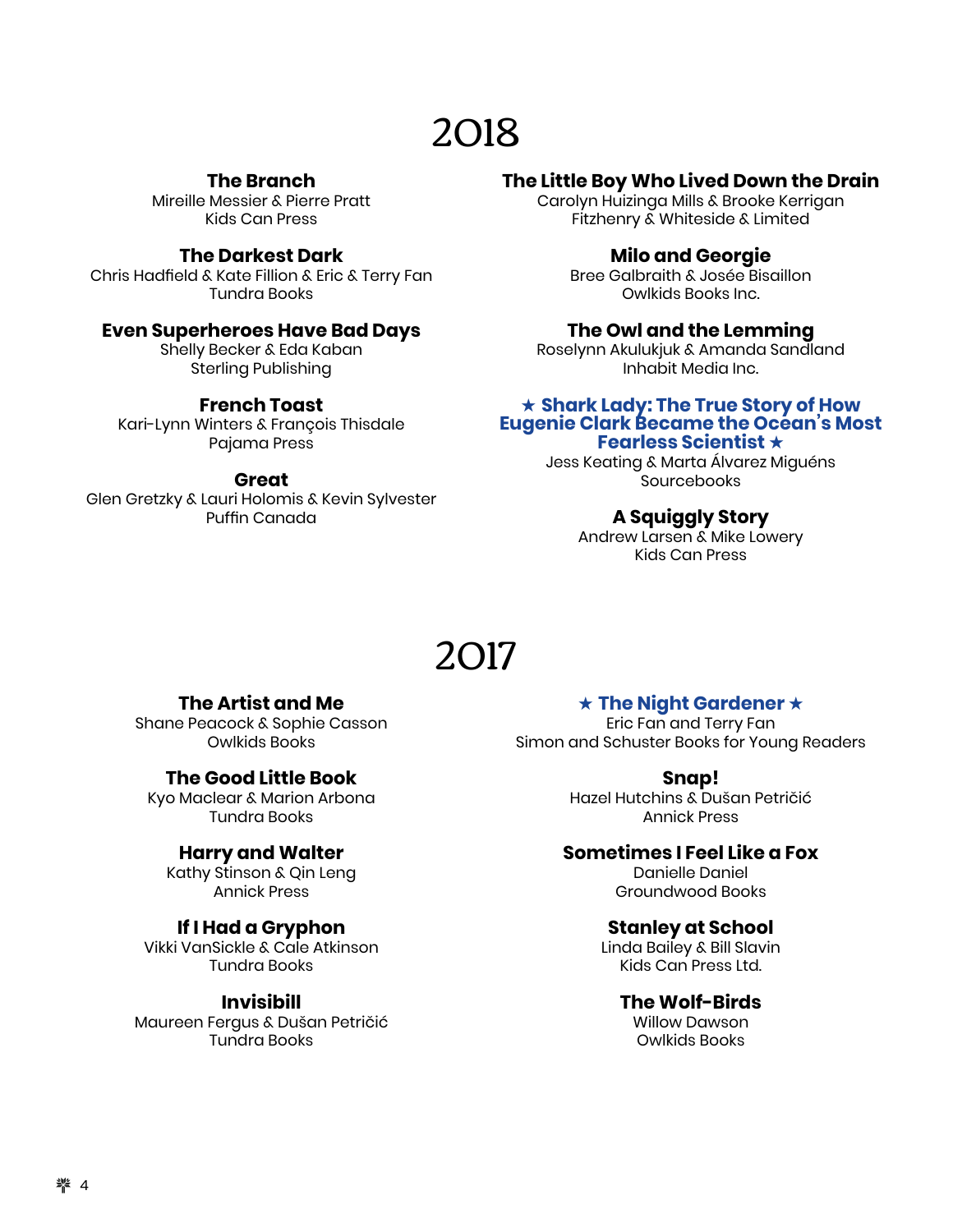# 2018

**The Branch**
Mireille Messier & Pierre Pratt
Kids Can Press

**The Darkest Dark**
Chris Hadfield & Kate Fillion & Eric & Terry Fan
Tundra Books

**Even Superheroes Have Bad Days**
Shelly Becker & Eda Kaban
Sterling Publishing

**French Toast**
Kari-Lynn Winters & François Thisdale
Pajama Press

**Great**
Glen Gretzky & Lauri Holomis & Kevin Sylvester
Puffin Canada

**The Little Boy Who Lived Down the Drain**
Carolyn Huizinga Mills & Brooke Kerrigan
Fitzhenry & Whiteside & Limited

**Milo and Georgie**
Bree Galbraith & Josée Bisaillon
Owlkids Books Inc.

**The Owl and the Lemming**
Roselynn Akulukjuk & Amanda Sandland
Inhabit Media Inc.

**★ Shark Lady: The True Story of How Eugenie Clark Became the Ocean's Most Fearless Scientist ★**
Jess Keating & Marta Álvarez Miguéns
Sourcebooks

**A Squiggly Story**
Andrew Larsen & Mike Lowery
Kids Can Press

# 2017

**The Artist and Me**
Shane Peacock & Sophie Casson
Owlkids Books

**The Good Little Book**
Kyo Maclear & Marion Arbona
Tundra Books

**Harry and Walter**
Kathy Stinson & Qin Leng
Annick Press

**If I Had a Gryphon**
Vikki VanSickle & Cale Atkinson
Tundra Books

**Invisibill**
Maureen Fergus & Dušan Petričić
Tundra Books

**★ The Night Gardener ★**
Eric Fan and Terry Fan
Simon and Schuster Books for Young Readers

**Snap!**
Hazel Hutchins & Dušan Petričić
Annick Press

**Sometimes I Feel Like a Fox**
Danielle Daniel
Groundwood Books

**Stanley at School**
Linda Bailey & Bill Slavin
Kids Can Press Ltd.

**The Wolf-Birds**
Willow Dawson
Owlkids Books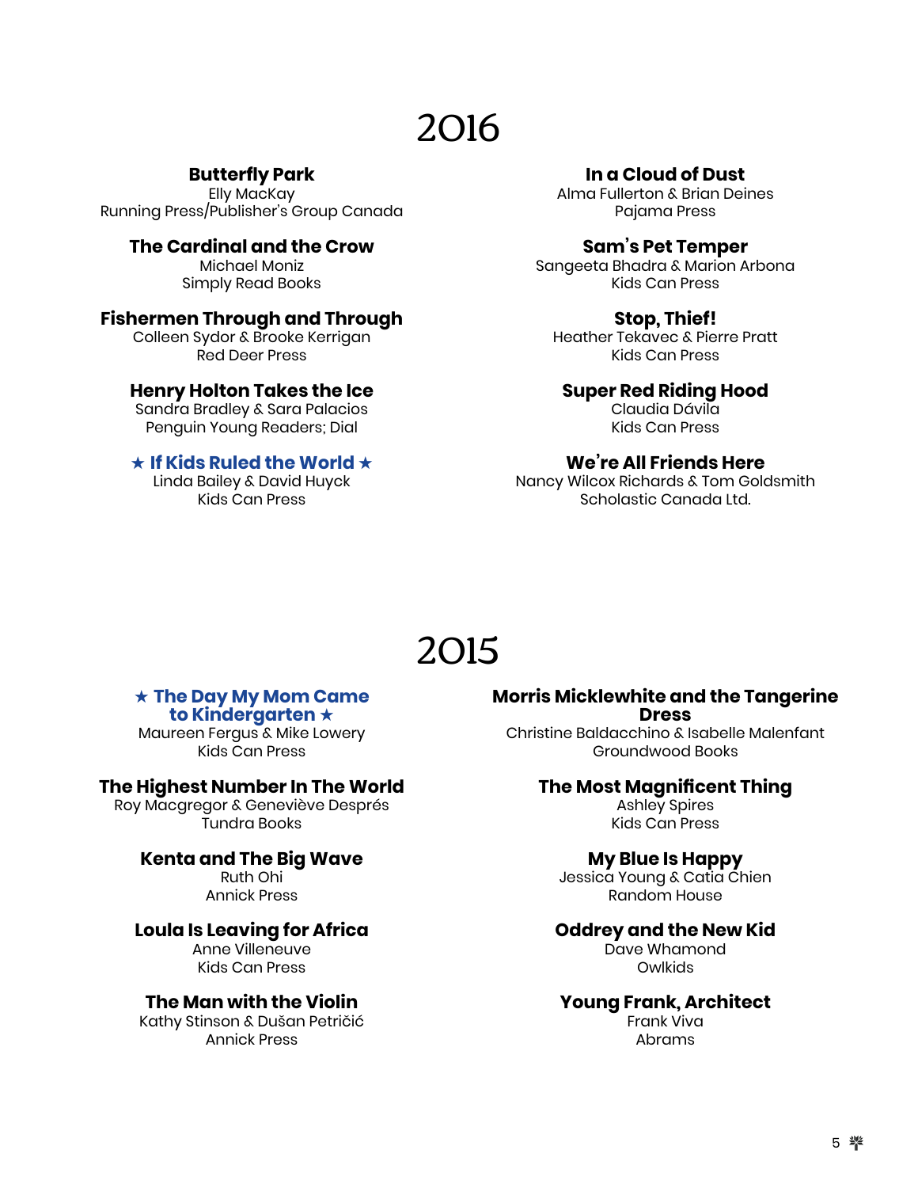# 2016

**Butterfly Park**
Elly MacKay
Running Press/Publisher's Group Canada

**The Cardinal and the Crow**
Michael Moniz
Simply Read Books

**Fishermen Through and Through**
Colleen Sydor & Brooke Kerrigan
Red Deer Press

**Henry Holton Takes the Ice**
Sandra Bradley & Sara Palacios
Penguin Young Readers; Dial

**★ If Kids Ruled the World ★**
Linda Bailey & David Huyck
Kids Can Press

**In a Cloud of Dust**
Alma Fullerton & Brian Deines
Pajama Press

**Sam's Pet Temper**
Sangeeta Bhadra & Marion Arbona
Kids Can Press

**Stop, Thief!**
Heather Tekavec & Pierre Pratt
Kids Can Press

**Super Red Riding Hood**
Claudia Dávila
Kids Can Press

**We're All Friends Here**
Nancy Wilcox Richards & Tom Goldsmith
Scholastic Canada Ltd.

# 2015

**★ The Day My Mom Came to Kindergarten ★**
Maureen Fergus & Mike Lowery
Kids Can Press

**The Highest Number In The World**
Roy Macgregor & Geneviève Després
Tundra Books

**Kenta and The Big Wave**
Ruth Ohi
Annick Press

**Loula Is Leaving for Africa**
Anne Villeneuve
Kids Can Press

**The Man with the Violin**
Kathy Stinson & Dušan Petričić
Annick Press

**Morris Micklewhite and the Tangerine Dress**
Christine Baldacchino & Isabelle Malenfant
Groundwood Books

**The Most Magnificent Thing**
Ashley Spires
Kids Can Press

**My Blue Is Happy**
Jessica Young & Catia Chien
Random House

**Oddrey and the New Kid**
Dave Whamond
Owlkids

**Young Frank, Architect**
Frank Viva
Abrams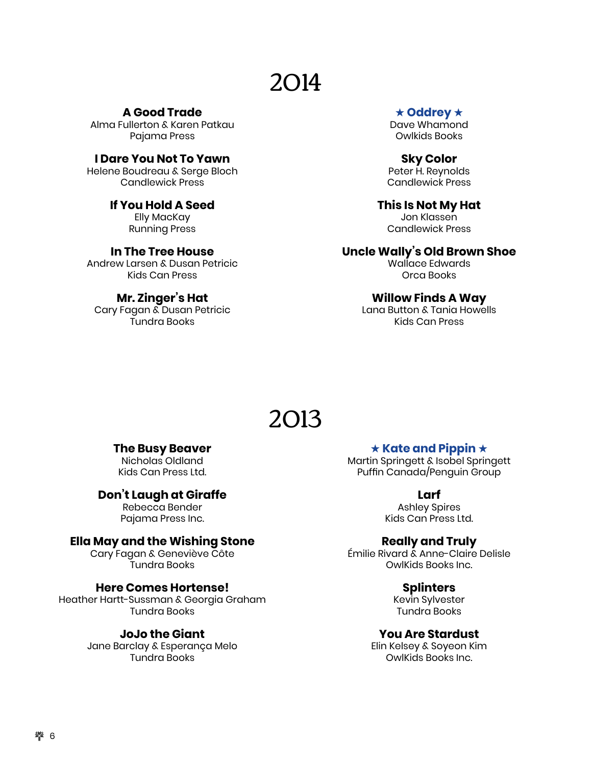# 2014

**A Good Trade**
Alma Fullerton & Karen Patkau
Pajama Press

**I Dare You Not To Yawn**
Helene Boudreau & Serge Bloch
Candlewick Press

**If You Hold A Seed**
Elly MacKay
Running Press

**In The Tree House**
Andrew Larsen & Dusan Petricic
Kids Can Press

**Mr. Zinger's Hat**
Cary Fagan & Dusan Petricic
Tundra Books

**★ Oddrey ★**
Dave Whamond
Owlkids Books

**Sky Color**
Peter H. Reynolds
Candlewick Press

**This Is Not My Hat**
Jon Klassen
Candlewick Press

**Uncle Wally's Old Brown Shoe**
Wallace Edwards
Orca Books

**Willow Finds A Way**
Lana Button & Tania Howells
Kids Can Press

# 2013

**The Busy Beaver**
Nicholas Oldland
Kids Can Press Ltd.

**Don't Laugh at Giraffe**
Rebecca Bender
Pajama Press Inc.

**Ella May and the Wishing Stone**
Cary Fagan & Geneviève Côte
Tundra Books

**Here Comes Hortense!**
Heather Hartt-Sussman & Georgia Graham
Tundra Books

**JoJo the Giant**
Jane Barclay & Esperança Melo
Tundra Books

**★ Kate and Pippin ★**
Martin Springett & Isobel Springett
Puffin Canada/Penguin Group

**Larf**
Ashley Spires
Kids Can Press Ltd.

**Really and Truly**
Émilie Rivard & Anne-Claire Delisle
OwlKids Books Inc.

**Splinters**
Kevin Sylvester
Tundra Books

**You Are Stardust**
Elin Kelsey & Soyeon Kim
OwlKids Books Inc.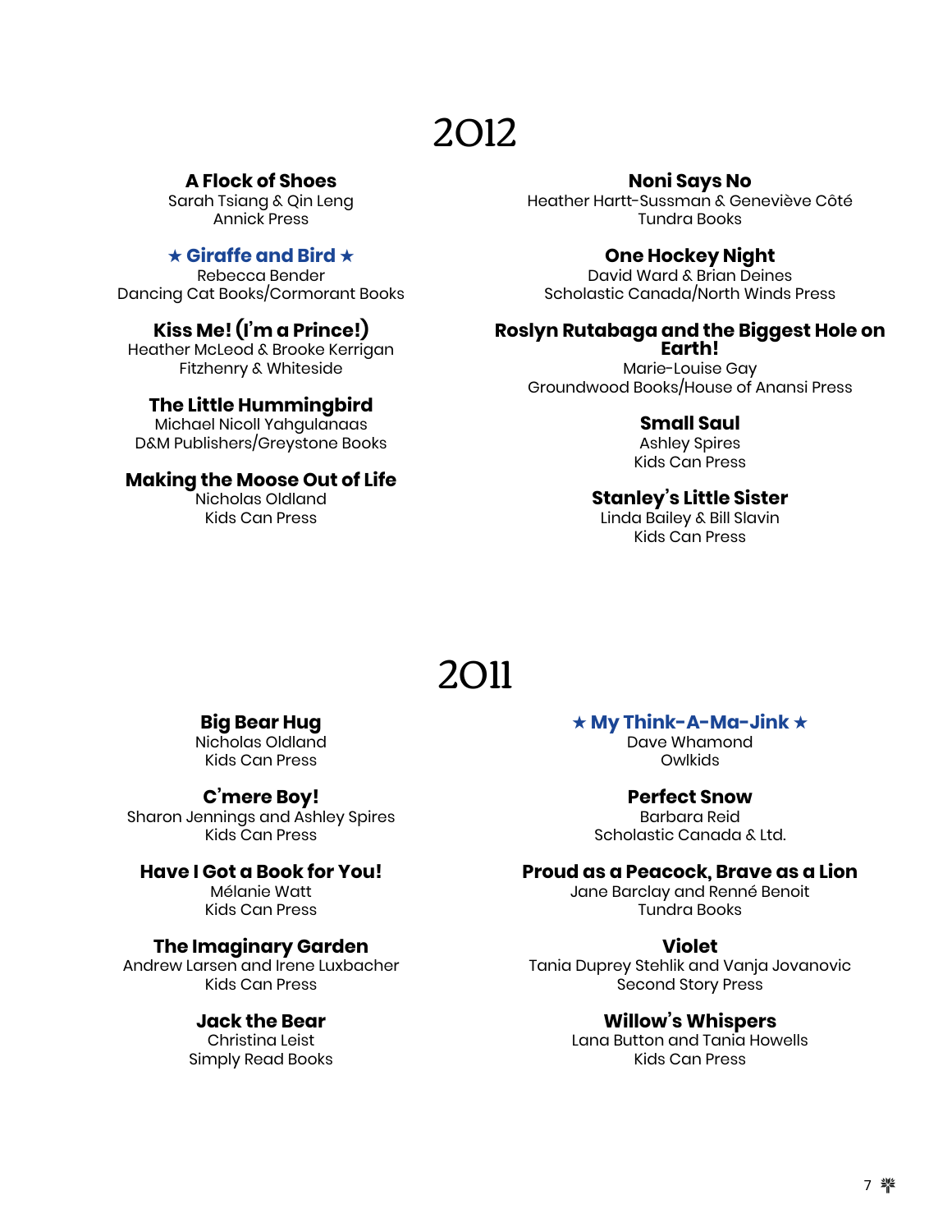# 2012

**A Flock of Shoes**
Sarah Tsiang & Qin Leng
Annick Press

**★ Giraffe and Bird ★**
Rebecca Bender
Dancing Cat Books/Cormorant Books

**Kiss Me! (I'm a Prince!)**
Heather McLeod & Brooke Kerrigan
Fitzhenry & Whiteside

**The Little Hummingbird**
Michael Nicoll Yahgulanaas
D&M Publishers/Greystone Books

**Making the Moose Out of Life**
Nicholas Oldland
Kids Can Press

**Noni Says No**
Heather Hartt-Sussman & Geneviève Côté
Tundra Books

**One Hockey Night**
David Ward & Brian Deines
Scholastic Canada/North Winds Press

**Roslyn Rutabaga and the Biggest Hole on Earth!**
Marie-Louise Gay
Groundwood Books/House of Anansi Press

**Small Saul**
Ashley Spires
Kids Can Press

**Stanley's Little Sister**
Linda Bailey & Bill Slavin
Kids Can Press

# 2011

**Big Bear Hug**
Nicholas Oldland
Kids Can Press

**C'mere Boy!**
Sharon Jennings and Ashley Spires
Kids Can Press

**Have I Got a Book for You!**
Mélanie Watt
Kids Can Press

**The Imaginary Garden**
Andrew Larsen and Irene Luxbacher
Kids Can Press

**Jack the Bear**
Christina Leist
Simply Read Books

**★ My Think-A-Ma-Jink ★**
Dave Whamond
Owlkids

**Perfect Snow**
Barbara Reid
Scholastic Canada & Ltd.

**Proud as a Peacock, Brave as a Lion**
Jane Barclay and Renné Benoit
Tundra Books

**Violet**
Tania Duprey Stehlik and Vanja Jovanovic
Second Story Press

**Willow's Whispers**
Lana Button and Tania Howells
Kids Can Press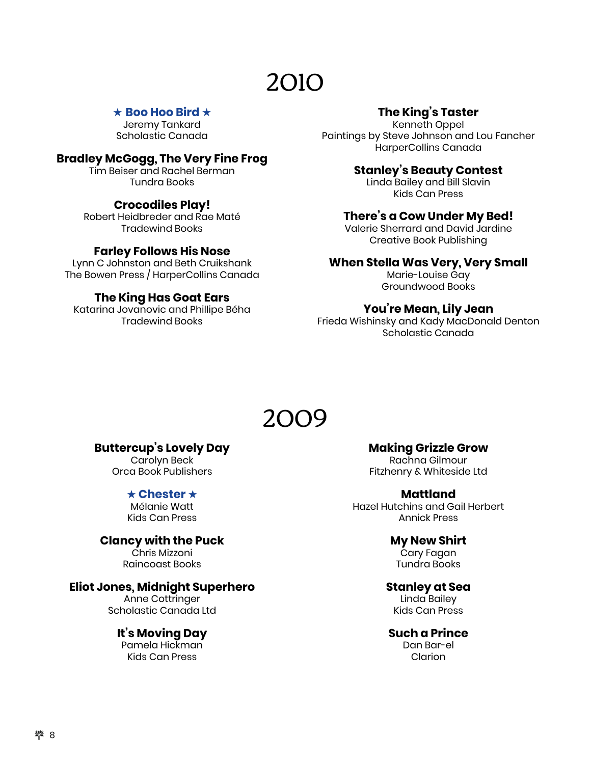# 2010

**★ Boo Hoo Bird ★**
Jeremy Tankard
Scholastic Canada

**Bradley McGogg, The Very Fine Frog**
Tim Beiser and Rachel Berman
Tundra Books

**Crocodiles Play!**
Robert Heidbreder and Rae Maté
Tradewind Books

**Farley Follows His Nose**
Lynn C Johnston and Beth Cruikshank
The Bowen Press / HarperCollins Canada

**The King Has Goat Ears**
Katarina Jovanovic and Phillipe Béha
Tradewind Books

**The King's Taster**
Kenneth Oppel
Paintings by Steve Johnson and Lou Fancher
HarperCollins Canada

**Stanley's Beauty Contest**
Linda Bailey and Bill Slavin
Kids Can Press

**There's a Cow Under My Bed!**
Valerie Sherrard and David Jardine
Creative Book Publishing

**When Stella Was Very, Very Small**
Marie-Louise Gay
Groundwood Books

**You're Mean, Lily Jean**
Frieda Wishinsky and Kady MacDonald Denton
Scholastic Canada

# 2009

**Buttercup's Lovely Day**
Carolyn Beck
Orca Book Publishers

**★ Chester ★**
Mélanie Watt
Kids Can Press

**Clancy with the Puck**
Chris Mizzoni
Raincoast Books

**Eliot Jones, Midnight Superhero**
Anne Cottringer
Scholastic Canada Ltd

**It's Moving Day**
Pamela Hickman
Kids Can Press

**Making Grizzle Grow**
Rachna Gilmour
Fitzhenry & Whiteside Ltd

**Mattland**
Hazel Hutchins and Gail Herbert
Annick Press

**My New Shirt**
Cary Fagan
Tundra Books

**Stanley at Sea**
Linda Bailey
Kids Can Press

**Such a Prince**
Dan Bar-el
Clarion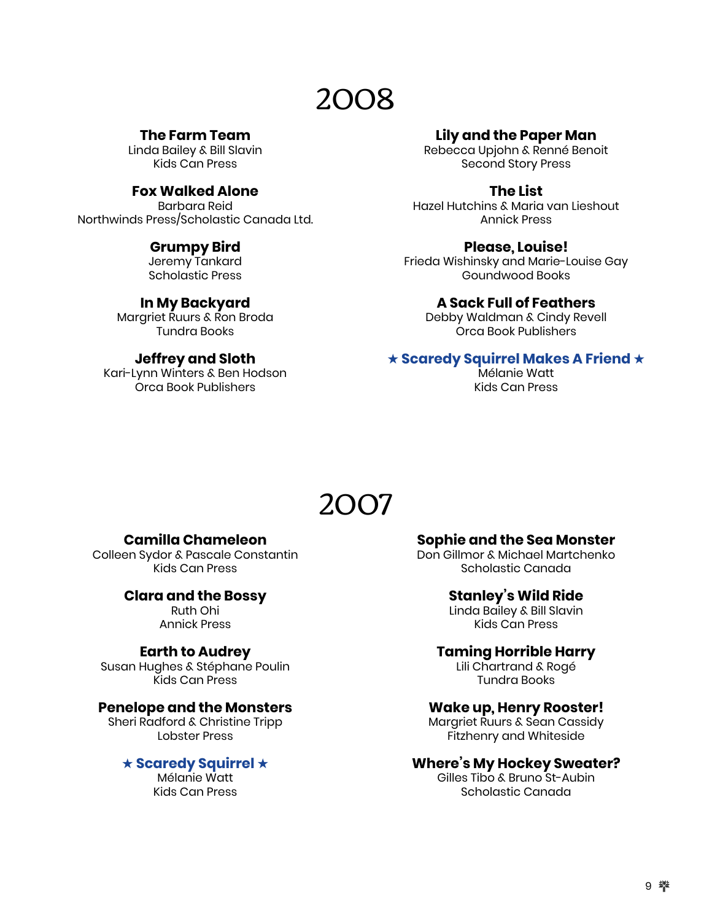# 2008

**The Farm Team**
Linda Bailey & Bill Slavin
Kids Can Press

**Fox Walked Alone**
Barbara Reid
Northwinds Press/Scholastic Canada Ltd.

**Grumpy Bird**
Jeremy Tankard
Scholastic Press

**In My Backyard**
Margriet Ruurs & Ron Broda
Tundra Books

**Jeffrey and Sloth**
Kari-Lynn Winters & Ben Hodson
Orca Book Publishers

**Lily and the Paper Man**
Rebecca Upjohn & Renné Benoit
Second Story Press

**The List**
Hazel Hutchins & Maria van Lieshout
Annick Press

**Please, Louise!**
Frieda Wishinsky and Marie-Louise Gay
Goundwood Books

**A Sack Full of Feathers**
Debby Waldman & Cindy Revell
Orca Book Publishers

**★ Scaredy Squirrel Makes A Friend ★**
Mélanie Watt
Kids Can Press

# 2007

**Camilla Chameleon**
Colleen Sydor & Pascale Constantin
Kids Can Press

**Clara and the Bossy**
Ruth Ohi
Annick Press

**Earth to Audrey**
Susan Hughes & Stéphane Poulin
Kids Can Press

**Penelope and the Monsters**
Sheri Radford & Christine Tripp
Lobster Press

**★ Scaredy Squirrel ★**
Mélanie Watt
Kids Can Press

**Sophie and the Sea Monster**
Don Gillmor & Michael Martchenko
Scholastic Canada

**Stanley's Wild Ride**
Linda Bailey & Bill Slavin
Kids Can Press

**Taming Horrible Harry**
Lili Chartrand & Rogé
Tundra Books

**Wake up, Henry Rooster!**
Margriet Ruurs & Sean Cassidy
Fitzhenry and Whiteside

**Where's My Hockey Sweater?**
Gilles Tibo & Bruno St-Aubin
Scholastic Canada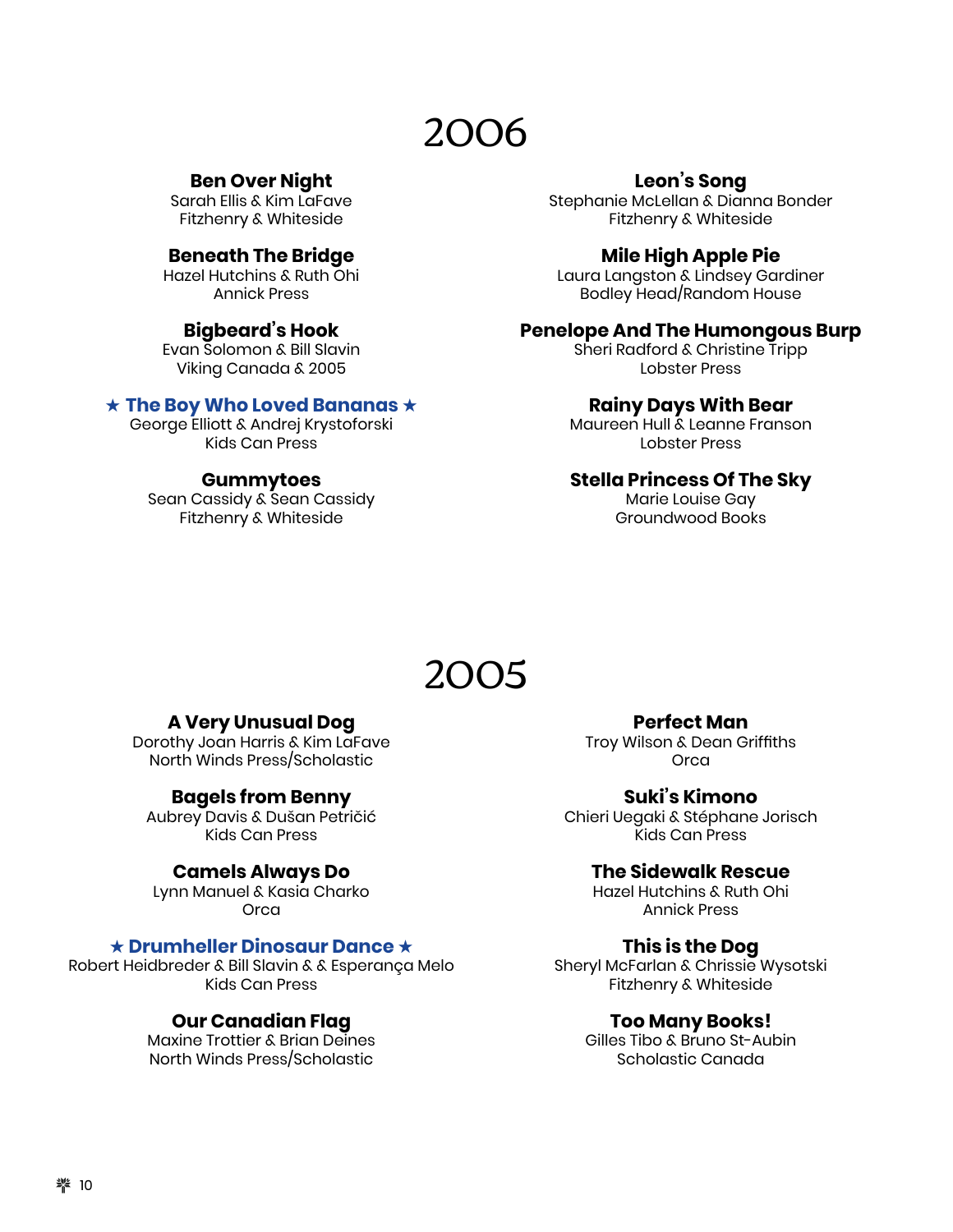# 2006

**Ben Over Night**
Sarah Ellis & Kim LaFave
Fitzhenry & Whiteside

**Beneath The Bridge**
Hazel Hutchins & Ruth Ohi
Annick Press

**Bigbeard's Hook**
Evan Solomon & Bill Slavin
Viking Canada & 2005

**★ The Boy Who Loved Bananas ★**
George Elliott & Andrej Krystoforski
Kids Can Press

**Gummytoes**
Sean Cassidy & Sean Cassidy
Fitzhenry & Whiteside

**Leon's Song**
Stephanie McLellan & Dianna Bonder
Fitzhenry & Whiteside

**Mile High Apple Pie**
Laura Langston & Lindsey Gardiner
Bodley Head/Random House

**Penelope And The Humongous Burp**
Sheri Radford & Christine Tripp
Lobster Press

**Rainy Days With Bear**
Maureen Hull & Leanne Franson
Lobster Press

**Stella Princess Of The Sky**
Marie Louise Gay
Groundwood Books

# 2005

**A Very Unusual Dog**
Dorothy Joan Harris & Kim LaFave
North Winds Press/Scholastic

**Bagels from Benny**
Aubrey Davis & Dušan Petričić
Kids Can Press

**Camels Always Do**
Lynn Manuel & Kasia Charko
Orca

**★ Drumheller Dinosaur Dance ★**
Robert Heidbreder & Bill Slavin & & Esperança Melo
Kids Can Press

**Our Canadian Flag**
Maxine Trottier & Brian Deines
North Winds Press/Scholastic

**Perfect Man**
Troy Wilson & Dean Griffiths
Orca

**Suki's Kimono**
Chieri Uegaki & Stéphane Jorisch
Kids Can Press

**The Sidewalk Rescue**
Hazel Hutchins & Ruth Ohi
Annick Press

**This is the Dog**
Sheryl McFarlan & Chrissie Wysotski
Fitzhenry & Whiteside

**Too Many Books!**
Gilles Tibo & Bruno St-Aubin
Scholastic Canada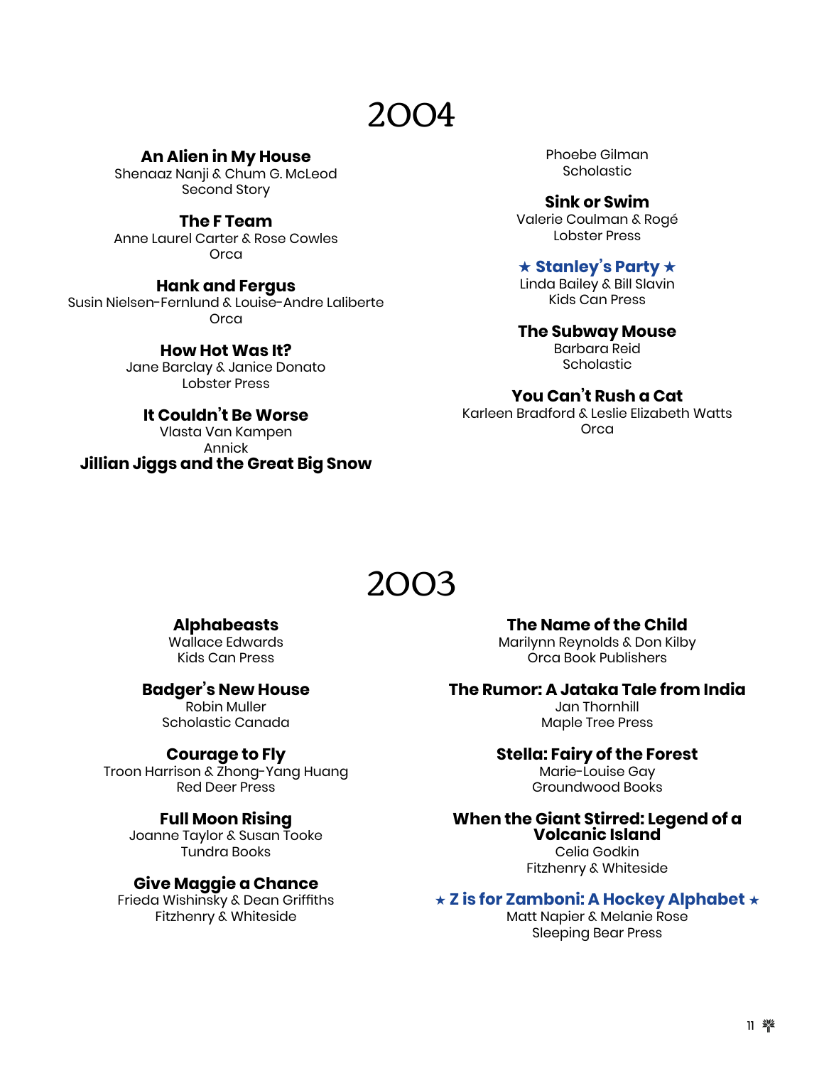# 2004

**An Alien in My House**
Shenaaz Nanji & Chum G. McLeod
Second Story

**The F Team**
Anne Laurel Carter & Rose Cowles
Orca

**Hank and Fergus**
Susin Nielsen-Fernlund & Louise-Andre Laliberte
Orca

**How Hot Was It?**
Jane Barclay & Janice Donato
Lobster Press

**It Couldn't Be Worse**
Vlasta Van Kampen
Annick

**Jillian Jiggs and the Great Big Snow**
Phoebe Gilman
Scholastic

**Sink or Swim**
Valerie Coulman & Rogé
Lobster Press

**★ Stanley's Party ★**
Linda Bailey & Bill Slavin
Kids Can Press

**The Subway Mouse**
Barbara Reid
Scholastic

**You Can't Rush a Cat**
Karleen Bradford & Leslie Elizabeth Watts
Orca

# 2003

**Alphabeasts**
Wallace Edwards
Kids Can Press

**Badger's New House**
Robin Muller
Scholastic Canada

**Courage to Fly**
Troon Harrison & Zhong-Yang Huang
Red Deer Press

**Full Moon Rising**
Joanne Taylor & Susan Tooke
Tundra Books

**Give Maggie a Chance**
Frieda Wishinsky & Dean Griffiths
Fitzhenry & Whiteside

**The Name of the Child**
Marilynn Reynolds & Don Kilby
Orca Book Publishers

**The Rumor: A Jataka Tale from India**
Jan Thornhill
Maple Tree Press

**Stella: Fairy of the Forest**
Marie-Louise Gay
Groundwood Books

**When the Giant Stirred: Legend of a Volcanic Island**
Celia Godkin
Fitzhenry & Whiteside

**★ Z is for Zamboni: A Hockey Alphabet ★**
Matt Napier & Melanie Rose
Sleeping Bear Press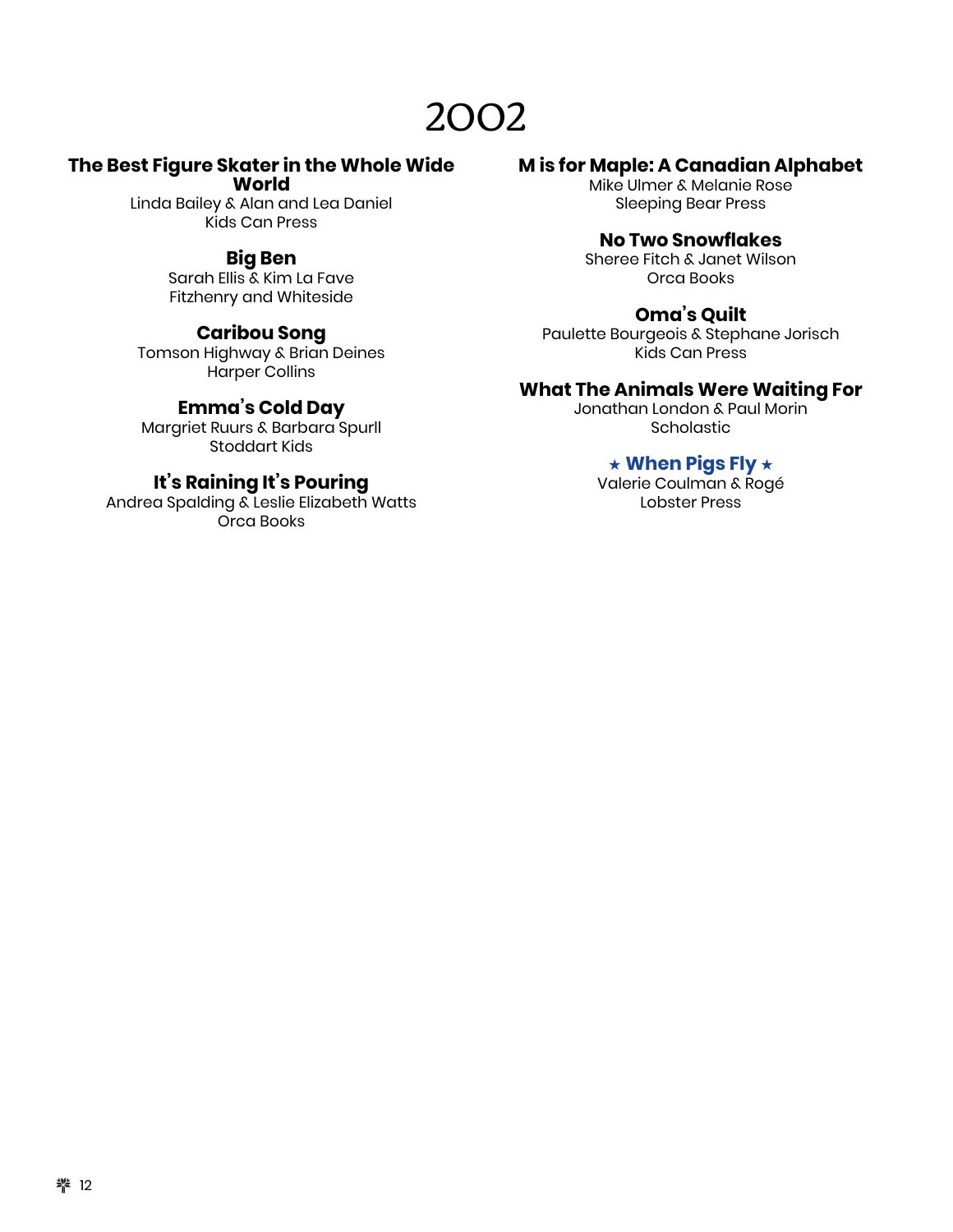# 2002

**The Best Figure Skater in the Whole Wide World**
Linda Bailey & Alan and Lea Daniel
Kids Can Press

**Big Ben**
Sarah Ellis & Kim La Fave
Fitzhenry and Whiteside

**Caribou Song**
Tomson Highway & Brian Deines
Harper Collins

**Emma's Cold Day**
Margriet Ruurs & Barbara Spurll
Stoddart Kids

**It's Raining It's Pouring**
Andrea Spalding & Leslie Elizabeth Watts
Orca Books

**M is for Maple: A Canadian Alphabet**
Mike Ulmer & Melanie Rose
Sleeping Bear Press

**No Two Snowflakes**
Sheree Fitch & Janet Wilson
Orca Books

**Oma's Quilt**
Paulette Bourgeois & Stephane Jorisch
Kids Can Press

**What The Animals Were Waiting For**
Jonathan London & Paul Morin
Scholastic

**★ When Pigs Fly ★**
Valerie Coulman & Rogé
Lobster Press